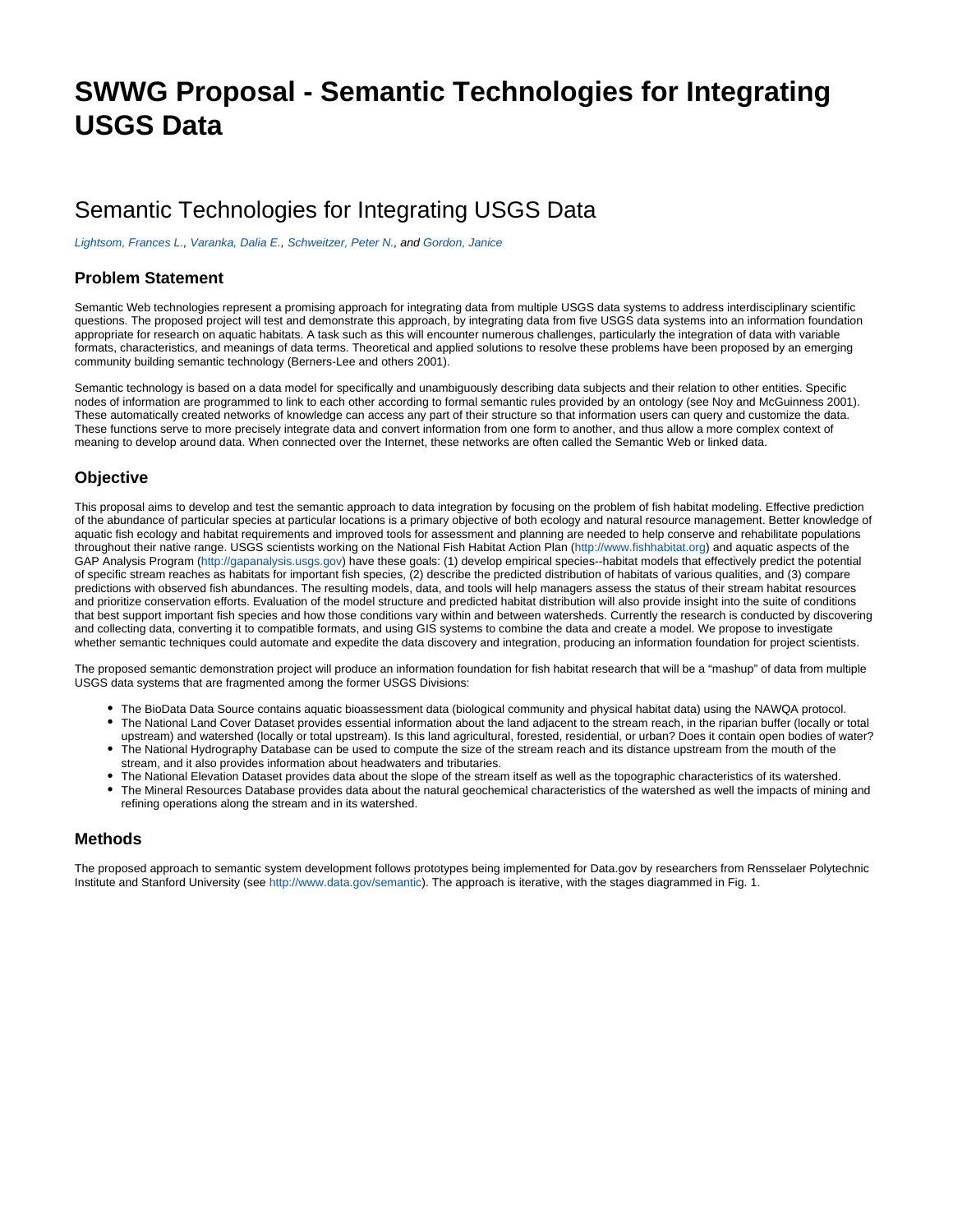# SWWG Proposal - Semantic Technologies for Integrating USGS Data

# Semantic Technologies for Integrating USGS Data

*Lightsom, Frances L., Varanka, Dalia E., Schweitzer, Peter N., and Gordon, Janice*

## Problem Statement

Semantic Web technologies represent a promising approach for integrating data from multiple USGS data systems to address interdisciplinary scientific questions. The proposed project will test and demonstrate this approach, by integrating data from five USGS data systems into an information foundation appropriate for research on aquatic habitats. A task such as this will encounter numerous challenges, particularly the integration of data with variable formats, characteristics, and meanings of data terms. Theoretical and applied solutions to resolve these problems have been proposed by an emerging community building semantic technology (Berners-Lee and others 2001).

Semantic technology is based on a data model for specifically and unambiguously describing data subjects and their relation to other entities. Specific nodes of information are programmed to link to each other according to formal semantic rules provided by an ontology (see Noy and McGuinness 2001). These automatically created networks of knowledge can access any part of their structure so that information users can query and customize the data. These functions serve to more precisely integrate data and convert information from one form to another, and thus allow a more complex context of meaning to develop around data. When connected over the Internet, these networks are often called the Semantic Web or linked data.

## Objective

This proposal aims to develop and test the semantic approach to data integration by focusing on the problem of fish habitat modeling. Effective prediction of the abundance of particular species at particular locations is a primary objective of both ecology and natural resource management. Better knowledge of aquatic fish ecology and habitat requirements and improved tools for assessment and planning are needed to help conserve and rehabilitate populations throughout their native range. USGS scientists working on the National Fish Habitat Action Plan (http://www.fishhabitat.org) and aquatic aspects of the GAP Analysis Program (http://gapanalysis.usgs.gov) have these goals: (1) develop empirical species--habitat models that effectively predict the potential of specific stream reaches as habitats for important fish species, (2) describe the predicted distribution of habitats of various qualities, and (3) compare predictions with observed fish abundances. The resulting models, data, and tools will help managers assess the status of their stream habitat resources and prioritize conservation efforts. Evaluation of the model structure and predicted habitat distribution will also provide insight into the suite of conditions that best support important fish species and how those conditions vary within and between watersheds. Currently the research is conducted by discovering and collecting data, converting it to compatible formats, and using GIS systems to combine the data and create a model. We propose to investigate whether semantic techniques could automate and expedite the data discovery and integration, producing an information foundation for project scientists.

The proposed semantic demonstration project will produce an information foundation for fish habitat research that will be a "mashup" of data from multiple USGS data systems that are fragmented among the former USGS Divisions:

- The BioData Data Source contains aquatic bioassessment data (biological community and physical habitat data) using the NAWQA protocol.
- The National Land Cover Dataset provides essential information about the land adjacent to the stream reach, in the riparian buffer (locally or total upstream) and watershed (locally or total upstream). Is this land agricultural, forested, residential, or urban? Does it contain open bodies of water?
- The National Hydrography Database can be used to compute the size of the stream reach and its distance upstream from the mouth of the stream, and it also provides information about headwaters and tributaries.
- The National Elevation Dataset provides data about the slope of the stream itself as well as the topographic characteristics of its watershed.
- The Mineral Resources Database provides data about the natural geochemical characteristics of the watershed as well the impacts of mining and refining operations along the stream and in its watershed.

## Methods

The proposed approach to semantic system development follows prototypes being implemented for Data.gov by researchers from Rensselaer Polytechnic Institute and Stanford University (see http://www.data.gov/semantic). The approach is iterative, with the stages diagrammed in Fig. 1.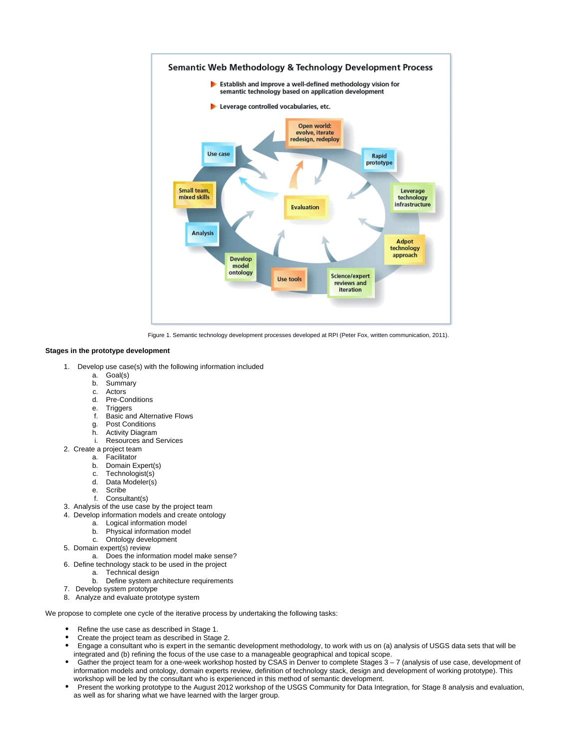Figure 1. Semantic technology development processes developed at RPI (Peter Fox, written communication, 2011).

**Stages in the prototype development**

1. Develop use case(s) with the following information included
   a. Goal(s)
   b. Summary
   c. Actors
   d. Pre-Conditions
   e. Triggers
   f. Basic and Alternative Flows
   g. Post Conditions
   h. Activity Diagram
   i. Resources and Services
2. Create a project team
   a. Facilitator
   b. Domain Expert(s)
   c. Technologist(s)
   d. Data Modeler(s)
   e. Scribe
   f. Consultant(s)
3. Analysis of the use case by the project team
4. Develop information models and create ontology
   a. Logical information model
   b. Physical information model
   c. Ontology development
5. Domain expert(s) review
   a. Does the information model make sense?
6. Define technology stack to be used in the project
   a. Technical design
   b. Define system architecture requirements
7. Develop system prototype
8. Analyze and evaluate prototype system

We propose to complete one cycle of the iterative process by undertaking the following tasks:

- Refine the use case as described in Stage 1.
- Create the project team as described in Stage 2.
- Engage a consultant who is expert in the semantic development methodology, to work with us on (a) analysis of USGS data sets that will be integrated and (b) refining the focus of the use case to a manageable geographical and topical scope.
- Gather the project team for a one-week workshop hosted by CSAS in Denver to complete Stages 3 – 7 (analysis of use case, development of information models and ontology, domain experts review, definition of technology stack, design and development of working prototype). This workshop will be led by the consultant who is experienced in this method of semantic development.
- Present the working prototype to the August 2012 workshop of the USGS Community for Data Integration, for Stage 8 analysis and evaluation, as well as for sharing what we have learned with the larger group.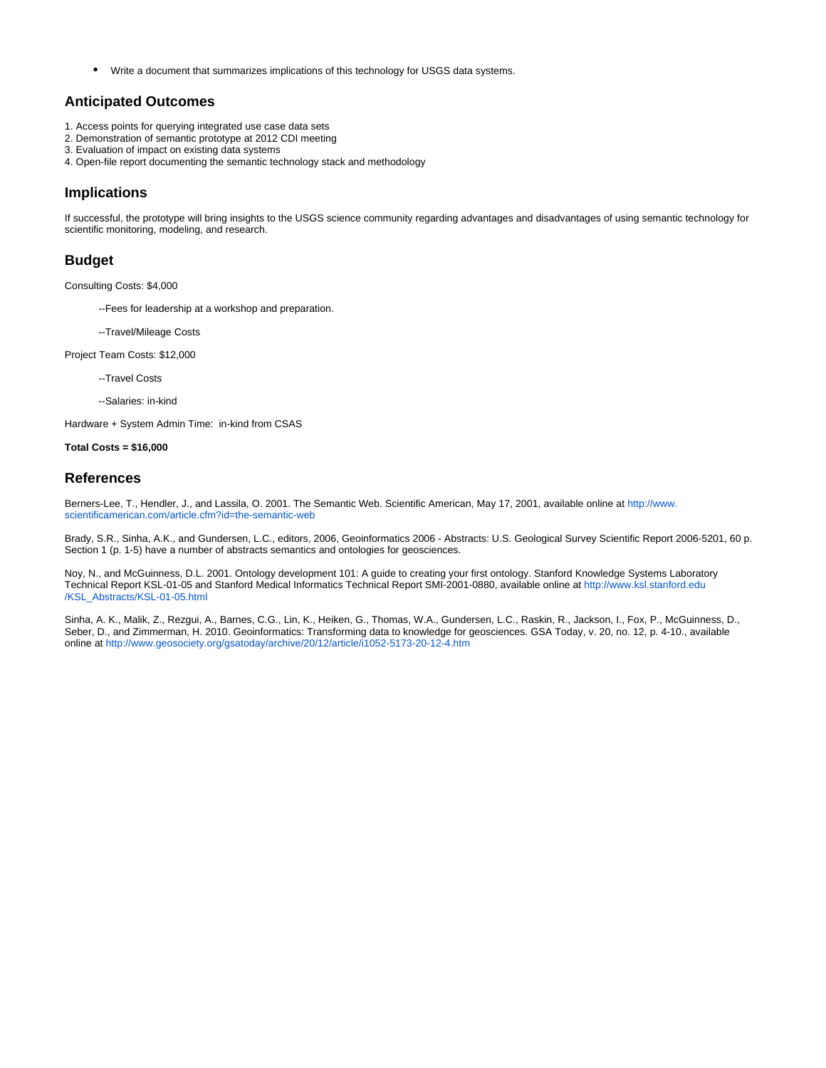- Write a document that summarizes implications of this technology for USGS data systems.

## Anticipated Outcomes

1. Access points for querying integrated use case data sets
2. Demonstration of semantic prototype at 2012 CDI meeting
3. Evaluation of impact on existing data systems
4. Open-file report documenting the semantic technology stack and methodology

## Implications

If successful, the prototype will bring insights to the USGS science community regarding advantages and disadvantages of using semantic technology for scientific monitoring, modeling, and research.

## Budget

Consulting Costs: $4,000

--Fees for leadership at a workshop and preparation.

--Travel/Mileage Costs

Project Team Costs: $12,000

--Travel Costs

--Salaries: in-kind

Hardware + System Admin Time: in-kind from CSAS

**Total Costs = $16,000**

## References

Berners-Lee, T., Hendler, J., and Lassila, O. 2001. The Semantic Web. Scientific American, May 17, 2001, available online at http://www.scientificamerican.com/article.cfm?id=the-semantic-web

Brady, S.R., Sinha, A.K., and Gundersen, L.C., editors, 2006, Geoinformatics 2006 - Abstracts: U.S. Geological Survey Scientific Report 2006-5201, 60 p. Section 1 (p. 1-5) have a number of abstracts semantics and ontologies for geosciences.

Noy, N., and McGuinness, D.L. 2001. Ontology development 101: A guide to creating your first ontology. Stanford Knowledge Systems Laboratory Technical Report KSL-01-05 and Stanford Medical Informatics Technical Report SMI-2001-0880, available online at http://www.ksl.stanford.edu/KSL_Abstracts/KSL-01-05.html

Sinha, A. K., Malik, Z., Rezgui, A., Barnes, C.G., Lin, K., Heiken, G., Thomas, W.A., Gundersen, L.C., Raskin, R., Jackson, I., Fox, P., McGuinness, D., Seber, D., and Zimmerman, H. 2010. Geoinformatics: Transforming data to knowledge for geosciences. GSA Today, v. 20, no. 12, p. 4-10., available online at http://www.geosociety.org/gsatoday/archive/20/12/article/i1052-5173-20-12-4.htm